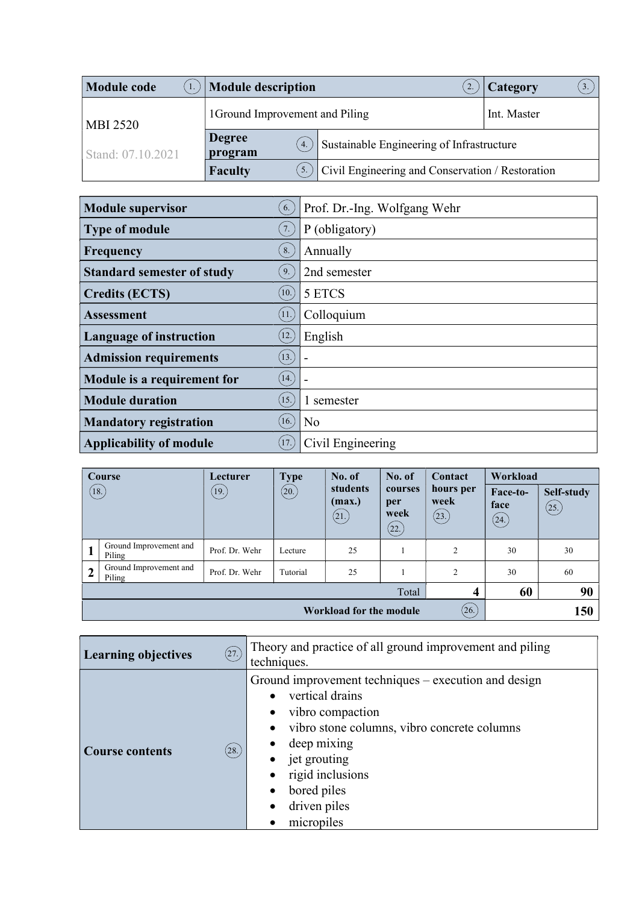| Module code ① | Module description ② | | Category ③ |
|---|---|---|---|
| MBI 2520<br><br>Stand: 07.10.2021 | 1Ground Improvement and Piling | | Int. Master |
| | Degree program ④ | Sustainable Engineering of Infrastructure | |
| | Faculty ⑤ | Civil Engineering and Conservation / Restoration | |

| | |
|---|---|
| **Module supervisor** ⑥ | Prof. Dr.-Ing. Wolfgang Wehr |
| **Type of module** ⑦ | P (obligatory) |
| **Frequency** ⑧ | Annually |
| **Standard semester of study** ⑨ | 2nd semester |
| **Credits (ECTS)** ⑩ | 5 ETCS |
| **Assessment** ⑪ | Colloquium |
| **Language of instruction** ⑫ | English |
| **Admission requirements** ⑬ | - |
| **Module is a requirement for** ⑭ | - |
| **Module duration** ⑮ | 1 semester |
| **Mandatory registration** ⑯ | No |
| **Applicability of module** ⑰ | Civil Engineering |

| | Course ⑱ | Lecturer ⑲ | Type ⑳ | No. of students (max.) ㉑ | No. of courses per week ㉒ | Contact hours per week ㉓ | Workload Face-to-face ㉔ | Workload Self-study ㉕ |
|---|---|---|---|---|---|---|---|---|
| 1 | Ground Improvement and Piling | Prof. Dr. Wehr | Lecture | 25 | 1 | 2 | 30 | 30 |
| 2 | Ground Improvement and Piling | Prof. Dr. Wehr | Tutorial | 25 | 1 | 2 | 30 | 60 |
| | | | | | Total | **4** | **60** | **90** |
| | | | | | **Workload for the module** ㉖ | | | **150** |

| | |
|---|---|
| **Learning objectives** ㉗ | Theory and practice of all ground improvement and piling techniques. |
| **Course contents** ㉘ | Ground improvement techniques – execution and design<br>• vertical drains<br>• vibro compaction<br>• vibro stone columns, vibro concrete columns<br>• deep mixing<br>• jet grouting<br>• rigid inclusions<br>• bored piles<br>• driven piles<br>• micropiles |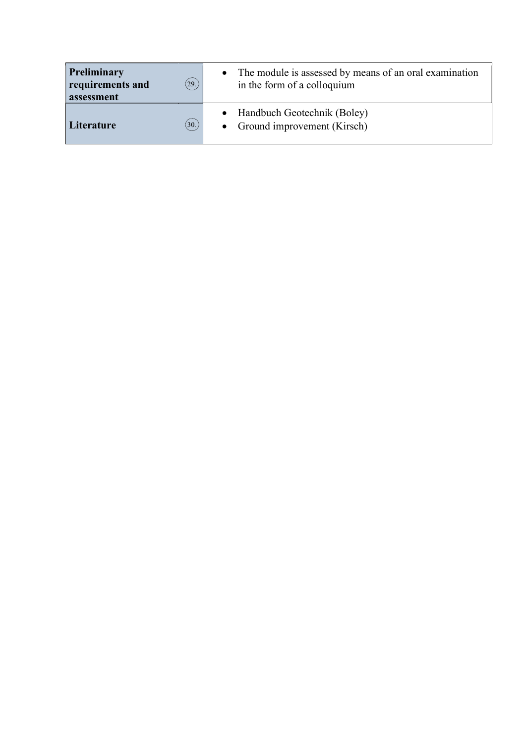| | |
|---|---|
| **Preliminary requirements and assessment** (29.) | • The module is assessed by means of an oral examination in the form of a colloquium |
| **Literature** (30.) | • Handbuch Geotechnik (Boley)<br>• Ground improvement (Kirsch) |